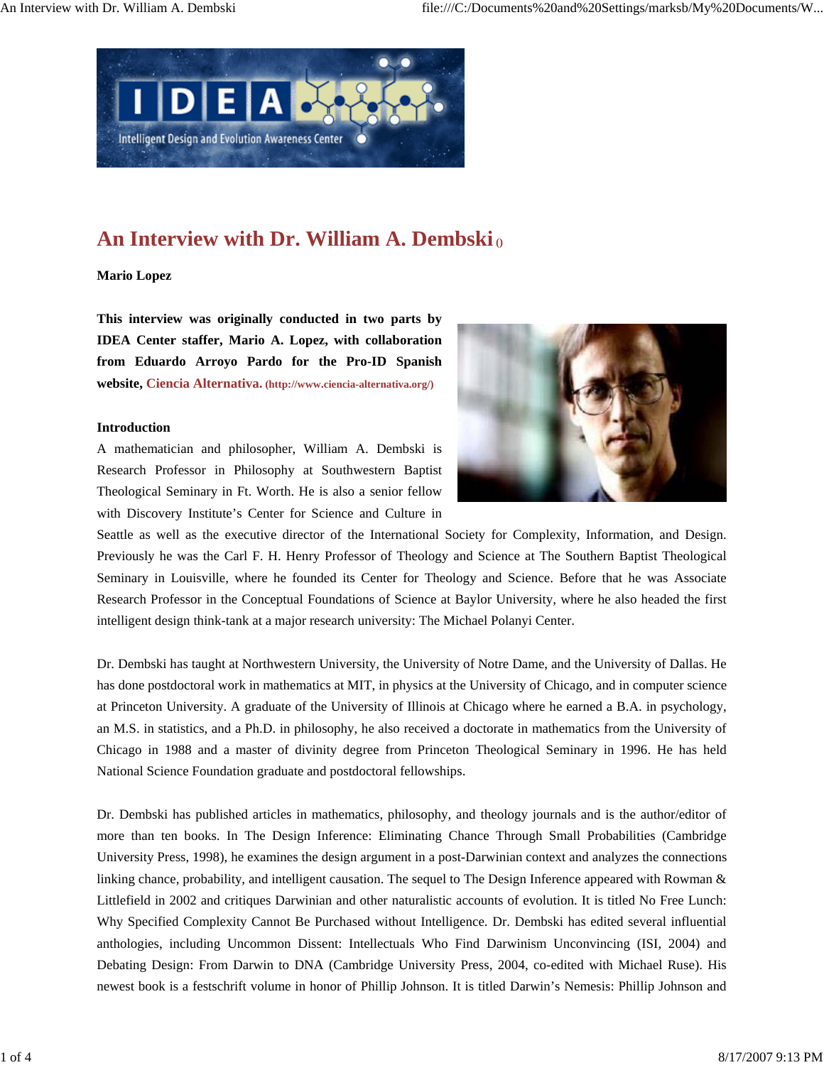# An Interview with Dr. William A. Dembski ()

**Mario Lopez**

**This interview was originally conducted in two parts by IDEA Center staffer, Mario A. Lopez, with collaboration from Eduardo Arroyo Pardo for the Pro-ID Spanish website, Ciencia Alternativa. (http://www.ciencia-alternativa.org/)**

**Introduction**

A mathematician and philosopher, William A. Dembski is Research Professor in Philosophy at Southwestern Baptist Theological Seminary in Ft. Worth. He is also a senior fellow with Discovery Institute's Center for Science and Culture in Seattle as well as the executive director of the International Society for Complexity, Information, and Design. Previously he was the Carl F. H. Henry Professor of Theology and Science at The Southern Baptist Theological Seminary in Louisville, where he founded its Center for Theology and Science. Before that he was Associate Research Professor in the Conceptual Foundations of Science at Baylor University, where he also headed the first intelligent design think-tank at a major research university: The Michael Polanyi Center.

Dr. Dembski has taught at Northwestern University, the University of Notre Dame, and the University of Dallas. He has done postdoctoral work in mathematics at MIT, in physics at the University of Chicago, and in computer science at Princeton University. A graduate of the University of Illinois at Chicago where he earned a B.A. in psychology, an M.S. in statistics, and a Ph.D. in philosophy, he also received a doctorate in mathematics from the University of Chicago in 1988 and a master of divinity degree from Princeton Theological Seminary in 1996. He has held National Science Foundation graduate and postdoctoral fellowships.

Dr. Dembski has published articles in mathematics, philosophy, and theology journals and is the author/editor of more than ten books. In The Design Inference: Eliminating Chance Through Small Probabilities (Cambridge University Press, 1998), he examines the design argument in a post-Darwinian context and analyzes the connections linking chance, probability, and intelligent causation. The sequel to The Design Inference appeared with Rowman & Littlefield in 2002 and critiques Darwinian and other naturalistic accounts of evolution. It is titled No Free Lunch: Why Specified Complexity Cannot Be Purchased without Intelligence. Dr. Dembski has edited several influential anthologies, including Uncommon Dissent: Intellectuals Who Find Darwinism Unconvincing (ISI, 2004) and Debating Design: From Darwin to DNA (Cambridge University Press, 2004, co-edited with Michael Ruse). His newest book is a festschrift volume in honor of Phillip Johnson. It is titled Darwin's Nemesis: Phillip Johnson and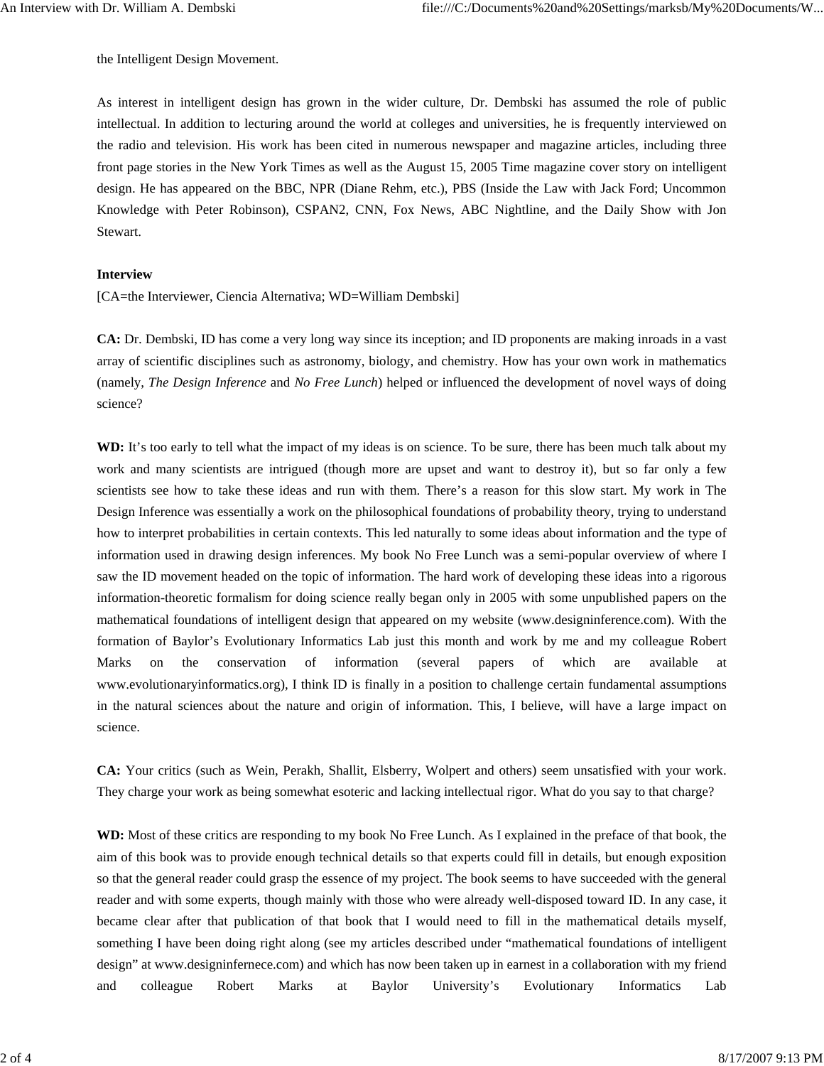the Intelligent Design Movement.

As interest in intelligent design has grown in the wider culture, Dr. Dembski has assumed the role of public intellectual. In addition to lecturing around the world at colleges and universities, he is frequently interviewed on the radio and television. His work has been cited in numerous newspaper and magazine articles, including three front page stories in the New York Times as well as the August 15, 2005 Time magazine cover story on intelligent design. He has appeared on the BBC, NPR (Diane Rehm, etc.), PBS (Inside the Law with Jack Ford; Uncommon Knowledge with Peter Robinson), CSPAN2, CNN, Fox News, ABC Nightline, and the Daily Show with Jon Stewart.

**Interview**

[CA=the Interviewer, Ciencia Alternativa; WD=William Dembski]

**CA:** Dr. Dembski, ID has come a very long way since its inception; and ID proponents are making inroads in a vast array of scientific disciplines such as astronomy, biology, and chemistry. How has your own work in mathematics (namely, *The Design Inference* and *No Free Lunch*) helped or influenced the development of novel ways of doing science?

**WD:** It's too early to tell what the impact of my ideas is on science. To be sure, there has been much talk about my work and many scientists are intrigued (though more are upset and want to destroy it), but so far only a few scientists see how to take these ideas and run with them. There's a reason for this slow start. My work in The Design Inference was essentially a work on the philosophical foundations of probability theory, trying to understand how to interpret probabilities in certain contexts. This led naturally to some ideas about information and the type of information used in drawing design inferences. My book No Free Lunch was a semi-popular overview of where I saw the ID movement headed on the topic of information. The hard work of developing these ideas into a rigorous information-theoretic formalism for doing science really began only in 2005 with some unpublished papers on the mathematical foundations of intelligent design that appeared on my website (www.designinference.com). With the formation of Baylor's Evolutionary Informatics Lab just this month and work by me and my colleague Robert Marks on the conservation of information (several papers of which are available at www.evolutionaryinformatics.org), I think ID is finally in a position to challenge certain fundamental assumptions in the natural sciences about the nature and origin of information. This, I believe, will have a large impact on science.

**CA:** Your critics (such as Wein, Perakh, Shallit, Elsberry, Wolpert and others) seem unsatisfied with your work. They charge your work as being somewhat esoteric and lacking intellectual rigor. What do you say to that charge?

**WD:** Most of these critics are responding to my book No Free Lunch. As I explained in the preface of that book, the aim of this book was to provide enough technical details so that experts could fill in details, but enough exposition so that the general reader could grasp the essence of my project. The book seems to have succeeded with the general reader and with some experts, though mainly with those who were already well-disposed toward ID. In any case, it became clear after that publication of that book that I would need to fill in the mathematical details myself, something I have been doing right along (see my articles described under "mathematical foundations of intelligent design" at www.designinfernece.com) and which has now been taken up in earnest in a collaboration with my friend and colleague Robert Marks at Baylor University's Evolutionary Informatics Lab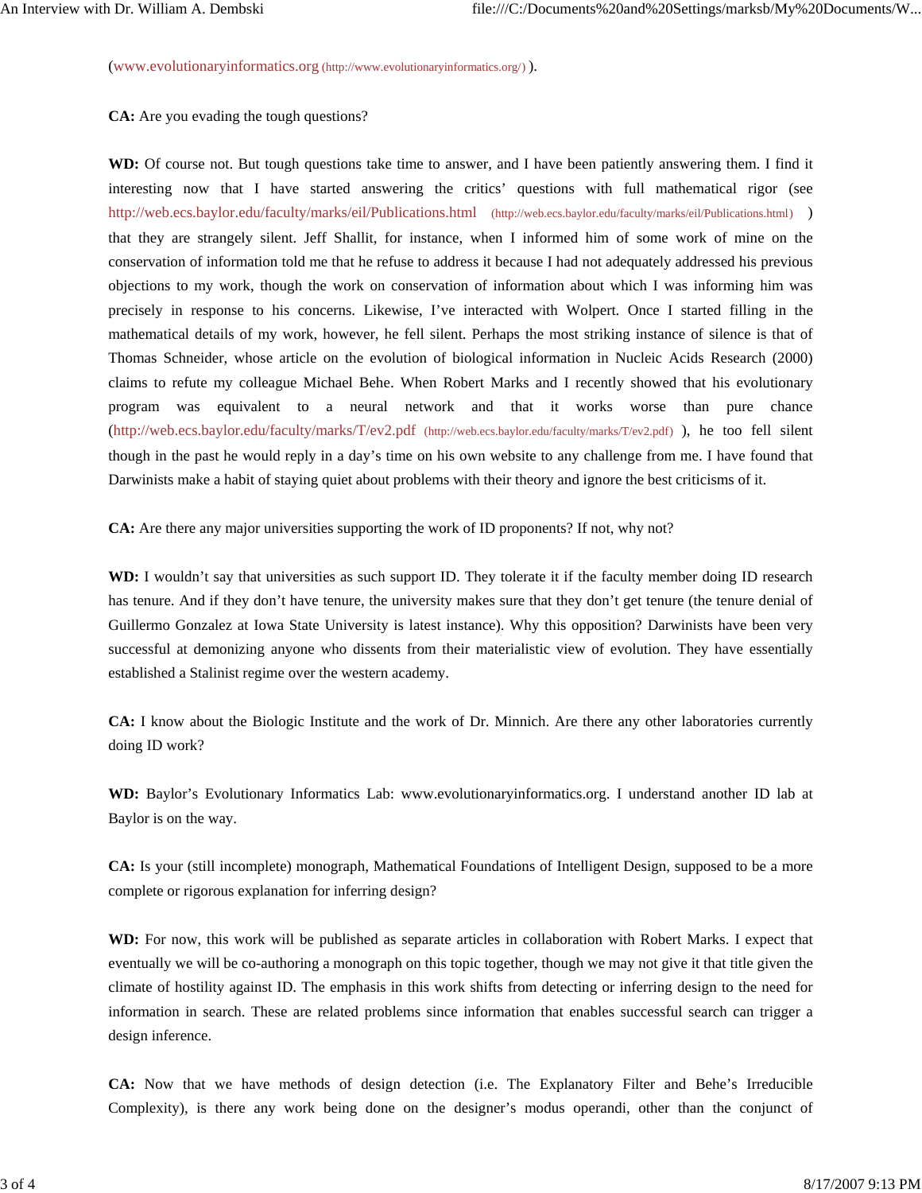(www.evolutionaryinformatics.org (http://www.evolutionaryinformatics.org/) ).

**CA:** Are you evading the tough questions?

**WD:** Of course not. But tough questions take time to answer, and I have been patiently answering them. I find it interesting now that I have started answering the critics' questions with full mathematical rigor (see http://web.ecs.baylor.edu/faculty/marks/eil/Publications.html (http://web.ecs.baylor.edu/faculty/marks/eil/Publications.html) ) that they are strangely silent. Jeff Shallit, for instance, when I informed him of some work of mine on the conservation of information told me that he refuse to address it because I had not adequately addressed his previous objections to my work, though the work on conservation of information about which I was informing him was precisely in response to his concerns. Likewise, I've interacted with Wolpert. Once I started filling in the mathematical details of my work, however, he fell silent. Perhaps the most striking instance of silence is that of Thomas Schneider, whose article on the evolution of biological information in Nucleic Acids Research (2000) claims to refute my colleague Michael Behe. When Robert Marks and I recently showed that his evolutionary program was equivalent to a neural network and that it works worse than pure chance (http://web.ecs.baylor.edu/faculty/marks/T/ev2.pdf (http://web.ecs.baylor.edu/faculty/marks/T/ev2.pdf) ), he too fell silent though in the past he would reply in a day's time on his own website to any challenge from me. I have found that Darwinists make a habit of staying quiet about problems with their theory and ignore the best criticisms of it.

**CA:** Are there any major universities supporting the work of ID proponents? If not, why not?

**WD:** I wouldn't say that universities as such support ID. They tolerate it if the faculty member doing ID research has tenure. And if they don't have tenure, the university makes sure that they don't get tenure (the tenure denial of Guillermo Gonzalez at Iowa State University is latest instance). Why this opposition? Darwinists have been very successful at demonizing anyone who dissents from their materialistic view of evolution. They have essentially established a Stalinist regime over the western academy.

**CA:** I know about the Biologic Institute and the work of Dr. Minnich. Are there any other laboratories currently doing ID work?

**WD:** Baylor's Evolutionary Informatics Lab: www.evolutionaryinformatics.org. I understand another ID lab at Baylor is on the way.

**CA:** Is your (still incomplete) monograph, Mathematical Foundations of Intelligent Design, supposed to be a more complete or rigorous explanation for inferring design?

**WD:** For now, this work will be published as separate articles in collaboration with Robert Marks. I expect that eventually we will be co-authoring a monograph on this topic together, though we may not give it that title given the climate of hostility against ID. The emphasis in this work shifts from detecting or inferring design to the need for information in search. These are related problems since information that enables successful search can trigger a design inference.

**CA:** Now that we have methods of design detection (i.e. The Explanatory Filter and Behe's Irreducible Complexity), is there any work being done on the designer's modus operandi, other than the conjunct of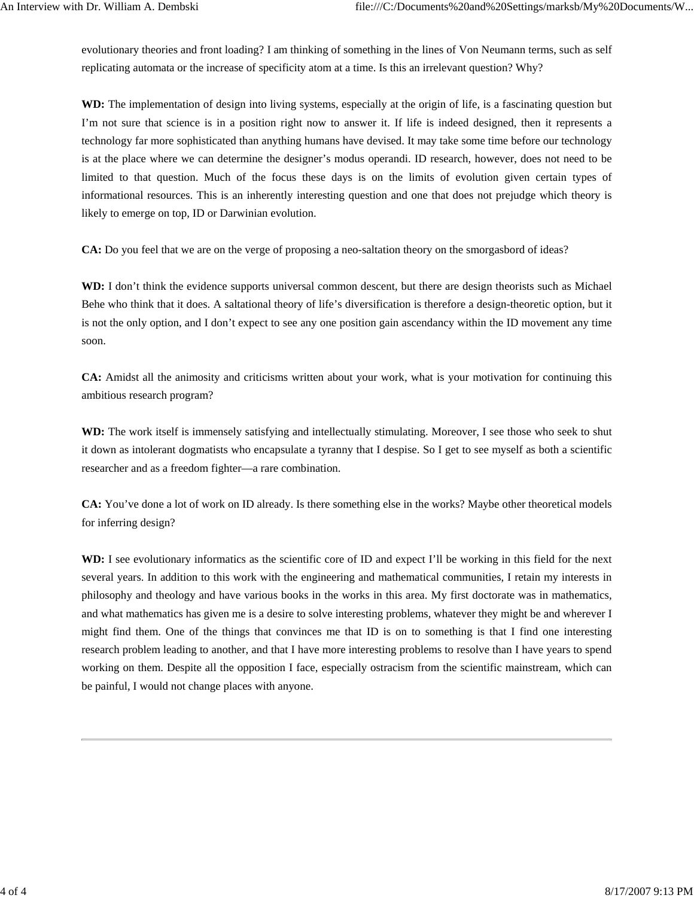evolutionary theories and front loading? I am thinking of something in the lines of Von Neumann terms, such as self replicating automata or the increase of specificity atom at a time. Is this an irrelevant question? Why?

**WD:** The implementation of design into living systems, especially at the origin of life, is a fascinating question but I'm not sure that science is in a position right now to answer it. If life is indeed designed, then it represents a technology far more sophisticated than anything humans have devised. It may take some time before our technology is at the place where we can determine the designer's modus operandi. ID research, however, does not need to be limited to that question. Much of the focus these days is on the limits of evolution given certain types of informational resources. This is an inherently interesting question and one that does not prejudge which theory is likely to emerge on top, ID or Darwinian evolution.

**CA:** Do you feel that we are on the verge of proposing a neo-saltation theory on the smorgasbord of ideas?

**WD:** I don't think the evidence supports universal common descent, but there are design theorists such as Michael Behe who think that it does. A saltational theory of life's diversification is therefore a design-theoretic option, but it is not the only option, and I don't expect to see any one position gain ascendancy within the ID movement any time soon.

**CA:** Amidst all the animosity and criticisms written about your work, what is your motivation for continuing this ambitious research program?

**WD:** The work itself is immensely satisfying and intellectually stimulating. Moreover, I see those who seek to shut it down as intolerant dogmatists who encapsulate a tyranny that I despise. So I get to see myself as both a scientific researcher and as a freedom fighter—a rare combination.

**CA:** You've done a lot of work on ID already. Is there something else in the works? Maybe other theoretical models for inferring design?

**WD:** I see evolutionary informatics as the scientific core of ID and expect I'll be working in this field for the next several years. In addition to this work with the engineering and mathematical communities, I retain my interests in philosophy and theology and have various books in the works in this area. My first doctorate was in mathematics, and what mathematics has given me is a desire to solve interesting problems, whatever they might be and wherever I might find them. One of the things that convinces me that ID is on to something is that I find one interesting research problem leading to another, and that I have more interesting problems to resolve than I have years to spend working on them. Despite all the opposition I face, especially ostracism from the scientific mainstream, which can be painful, I would not change places with anyone.

---